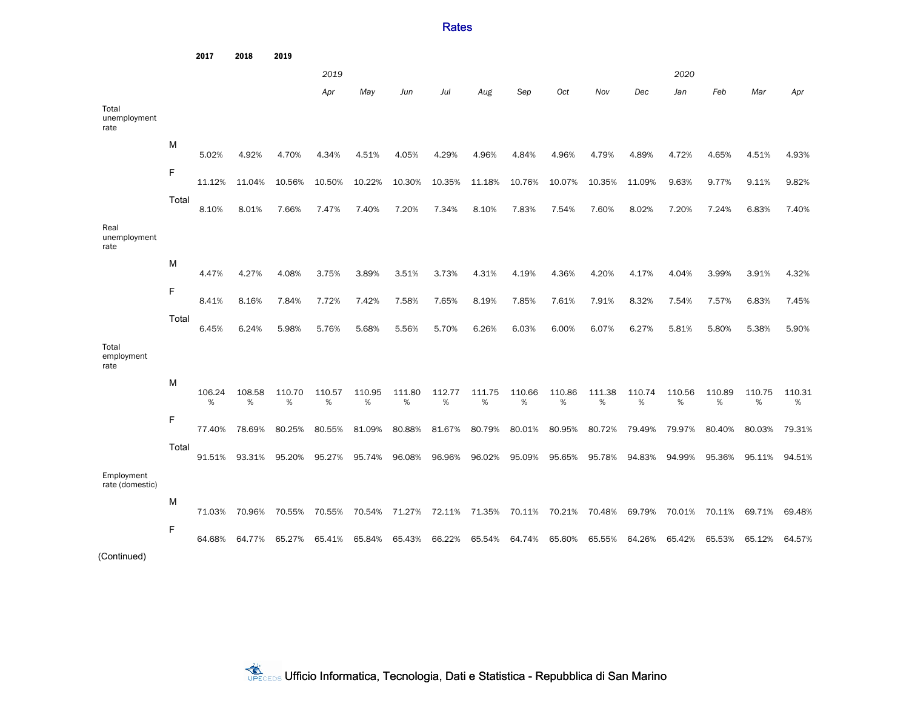# Rates

| | | 2017 | 2018 | 2019 | 2019 | | | | | | | | | 2020 | | | |
|---|---|---|---|---|---|---|---|---|---|---|---|---|---|---|---|---|---|
| | | | | | *Apr* | *May* | *Jun* | *Jul* | *Aug* | *Sep* | *Oct* | *Nov* | *Dec* | *Jan* | *Feb* | *Mar* | *Apr* |
| Total unemployment rate | | | | | | | | | | | | | | | | | |
| | M | 5.02% | 4.92% | 4.70% | 4.34% | 4.51% | 4.05% | 4.29% | 4.96% | 4.84% | 4.96% | 4.79% | 4.89% | 4.72% | 4.65% | 4.51% | 4.93% |
| | F | 11.12% | 11.04% | 10.56% | 10.50% | 10.22% | 10.30% | 10.35% | 11.18% | 10.76% | 10.07% | 10.35% | 11.09% | 9.63% | 9.77% | 9.11% | 9.82% |
| | Total | 8.10% | 8.01% | 7.66% | 7.47% | 7.40% | 7.20% | 7.34% | 8.10% | 7.83% | 7.54% | 7.60% | 8.02% | 7.20% | 7.24% | 6.83% | 7.40% |
| Real unemployment rate | | | | | | | | | | | | | | | | | |
| | M | 4.47% | 4.27% | 4.08% | 3.75% | 3.89% | 3.51% | 3.73% | 4.31% | 4.19% | 4.36% | 4.20% | 4.17% | 4.04% | 3.99% | 3.91% | 4.32% |
| | F | 8.41% | 8.16% | 7.84% | 7.72% | 7.42% | 7.58% | 7.65% | 8.19% | 7.85% | 7.61% | 7.91% | 8.32% | 7.54% | 7.57% | 6.83% | 7.45% |
| | Total | 6.45% | 6.24% | 5.98% | 5.76% | 5.68% | 5.56% | 5.70% | 6.26% | 6.03% | 6.00% | 6.07% | 6.27% | 5.81% | 5.80% | 5.38% | 5.90% |
| Total employment rate | | | | | | | | | | | | | | | | | |
| | M | 106.24% | 108.58% | 110.70% | 110.57% | 110.95% | 111.80% | 112.77% | 111.75% | 110.66% | 110.86% | 111.38% | 110.74% | 110.56% | 110.89% | 110.75% | 110.31% |
| | F | 77.40% | 78.69% | 80.25% | 80.55% | 81.09% | 80.88% | 81.67% | 80.79% | 80.01% | 80.95% | 80.72% | 79.49% | 79.97% | 80.40% | 80.03% | 79.31% |
| | Total | 91.51% | 93.31% | 95.20% | 95.27% | 95.74% | 96.08% | 96.96% | 96.02% | 95.09% | 95.65% | 95.78% | 94.83% | 94.99% | 95.36% | 95.11% | 94.51% |
| Employment rate (domestic) | | | | | | | | | | | | | | | | | |
| | M | 71.03% | 70.96% | 70.55% | 70.55% | 70.54% | 71.27% | 72.11% | 71.35% | 70.11% | 70.21% | 70.48% | 69.79% | 70.01% | 70.11% | 69.71% | 69.48% |
| | F | 64.68% | 64.77% | 65.27% | 65.41% | 65.84% | 65.43% | 66.22% | 65.54% | 64.74% | 65.60% | 65.55% | 64.26% | 65.42% | 65.53% | 65.12% | 64.57% |

(Continued)

Ufficio Informatica, Tecnologia, Dati e Statistica - Repubblica di San Marino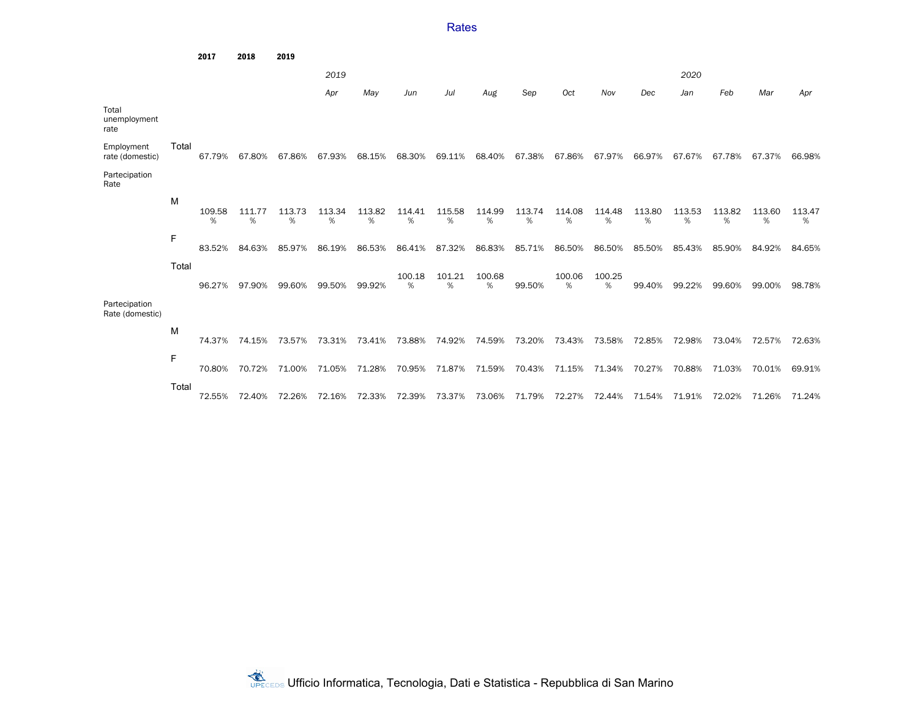# Rates

| | | 2017 | 2018 | 2019 | 2019 | | | | | | | | | 2020 | | | |
|---|---|---|---|---|---|---|---|---|---|---|---|---|---|---|---|---|---|
| | | | | | *Apr* | *May* | *Jun* | *Jul* | *Aug* | *Sep* | *Oct* | *Nov* | *Dec* | *Jan* | *Feb* | *Mar* | *Apr* |
| Total unemployment rate | | | | | | | | | | | | | | | | | |
| Employment rate (domestic) | Total | 67.79% | 67.80% | 67.86% | 67.93% | 68.15% | 68.30% | 69.11% | 68.40% | 67.38% | 67.86% | 67.97% | 66.97% | 67.67% | 67.78% | 67.37% | 66.98% |
| Partecipation Rate | | | | | | | | | | | | | | | | | |
| | M | 109.58 % | 111.77 % | 113.73 % | 113.34 % | 113.82 % | 114.41 % | 115.58 % | 114.99 % | 113.74 % | 114.08 % | 114.48 % | 113.80 % | 113.53 % | 113.82 % | 113.60 % | 113.47 % |
| | F | 83.52% | 84.63% | 85.97% | 86.19% | 86.53% | 86.41% | 87.32% | 86.83% | 85.71% | 86.50% | 86.50% | 85.50% | 85.43% | 85.90% | 84.92% | 84.65% |
| | Total | 96.27% | 97.90% | 99.60% | 99.50% | 99.92% | 100.18 % | 101.21 % | 100.68 % | 99.50% | 100.06 % | 100.25 % | 99.40% | 99.22% | 99.60% | 99.00% | 98.78% |
| Partecipation Rate (domestic) | | | | | | | | | | | | | | | | | |
| | M | 74.37% | 74.15% | 73.57% | 73.31% | 73.41% | 73.88% | 74.92% | 74.59% | 73.20% | 73.43% | 73.58% | 72.85% | 72.98% | 73.04% | 72.57% | 72.63% |
| | F | 70.80% | 70.72% | 71.00% | 71.05% | 71.28% | 70.95% | 71.87% | 71.59% | 70.43% | 71.15% | 71.34% | 70.27% | 70.88% | 71.03% | 70.01% | 69.91% |
| | Total | 72.55% | 72.40% | 72.26% | 72.16% | 72.33% | 72.39% | 73.37% | 73.06% | 71.79% | 72.27% | 72.44% | 71.54% | 71.91% | 72.02% | 71.26% | 71.24% |

UPECEDS Ufficio Informatica, Tecnologia, Dati e Statistica - Repubblica di San Marino